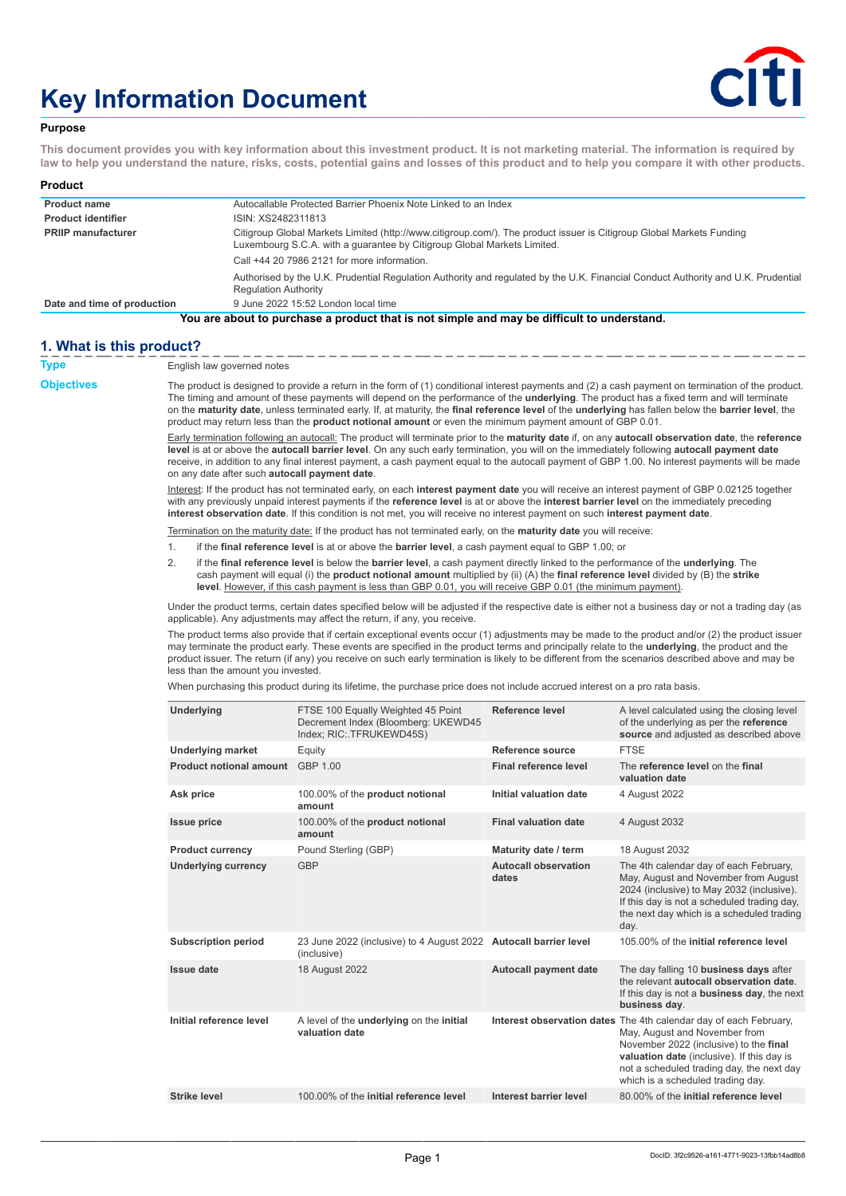# Key Information Document

**Purpose**

**This document provides you with key information about this investment product. It is not marketing material. The information is required by law to help you understand the nature, risks, costs, potential gains and losses of this product and to help you compare it with other products.**

**Product**

| | |
|---|---|
| **Product name** | Autocallable Protected Barrier Phoenix Note Linked to an Index |
| **Product identifier** | ISIN: XS2482311813 |
| **PRIIP manufacturer** | Citigroup Global Markets Limited (http://www.citigroup.com/). The product issuer is Citigroup Global Markets Funding Luxembourg S.C.A. with a guarantee by Citigroup Global Markets Limited.<br>Call +44 20 7986 2121 for more information.<br>Authorised by the U.K. Prudential Regulation Authority and regulated by the U.K. Financial Conduct Authority and U.K. Prudential Regulation Authority |
| **Date and time of production** | 9 June 2022 15:52 London local time |

**You are about to purchase a product that is not simple and may be difficult to understand.**

## 1. What is this product?

**Type**

English law governed notes

**Objectives**

The product is designed to provide a return in the form of (1) conditional interest payments and (2) a cash payment on termination of the product. The timing and amount of these payments will depend on the performance of the **underlying**. The product has a fixed term and will terminate on the **maturity date**, unless terminated early. If, at maturity, the **final reference level** of the **underlying** has fallen below the **barrier level**, the product may return less than the **product notional amount** or even the minimum payment amount of GBP 0.01.

Early termination following an autocall: The product will terminate prior to the **maturity date** if, on any **autocall observation date**, the **reference level** is at or above the **autocall barrier level**. On any such early termination, you will on the immediately following **autocall payment date** receive, in addition to any final interest payment, a cash payment equal to the autocall payment of GBP 1.00. No interest payments will be made on any date after such **autocall payment date**.

Interest: If the product has not terminated early, on each **interest payment date** you will receive an interest payment of GBP 0.02125 together with any previously unpaid interest payments if the **reference level** is at or above the **interest barrier level** on the immediately preceding **interest observation date**. If this condition is not met, you will receive no interest payment on such **interest payment date**.

Termination on the maturity date: If the product has not terminated early, on the **maturity date** you will receive:

1. if the **final reference level** is at or above the **barrier level**, a cash payment equal to GBP 1.00; or
2. if the **final reference level** is below the **barrier level**, a cash payment directly linked to the performance of the **underlying**. The cash payment will equal (i) the **product notional amount** multiplied by (ii) (A) the **final reference level** divided by (B) the **strike level**. However, if this cash payment is less than GBP 0.01, you will receive GBP 0.01 (the minimum payment).

Under the product terms, certain dates specified below will be adjusted if the respective date is either not a business day or not a trading day (as applicable). Any adjustments may affect the return, if any, you receive.

The product terms also provide that if certain exceptional events occur (1) adjustments may be made to the product and/or (2) the product issuer may terminate the product early. These events are specified in the product terms and principally relate to the **underlying**, the product and the product issuer. The return (if any) you receive on such early termination is likely to be different from the scenarios described above and may be less than the amount you invested.

When purchasing this product during its lifetime, the purchase price does not include accrued interest on a pro rata basis.

| | | | |
|---|---|---|---|
| **Underlying** | FTSE 100 Equally Weighted 45 Point Decrement Index (Bloomberg: UKEWD45 Index; RIC:.TFRUKEWD45S) | **Reference level** | A level calculated using the closing level of the underlying as per the **reference source** and adjusted as described above |
| **Underlying market** | Equity | **Reference source** | FTSE |
| **Product notional amount** | GBP 1.00 | **Final reference level** | The **reference level** on the **final valuation date** |
| **Ask price** | 100.00% of the **product notional amount** | **Initial valuation date** | 4 August 2022 |
| **Issue price** | 100.00% of the **product notional amount** | **Final valuation date** | 4 August 2032 |
| **Product currency** | Pound Sterling (GBP) | **Maturity date / term** | 18 August 2032 |
| **Underlying currency** | GBP | **Autocall observation dates** | The 4th calendar day of each February, May, August and November from August 2024 (inclusive) to May 2032 (inclusive). If this day is not a scheduled trading day, the next day which is a scheduled trading day. |
| **Subscription period** | 23 June 2022 (inclusive) to 4 August 2022 (inclusive) | **Autocall barrier level** | 105.00% of the **initial reference level** |
| **Issue date** | 18 August 2022 | **Autocall payment date** | The day falling 10 **business days** after the relevant **autocall observation date**. If this day is not a **business day**, the next **business day**. |
| **Initial reference level** | A level of the **underlying** on the **initial valuation date** | **Interest observation dates** | The 4th calendar day of each February, May, August and November from November 2022 (inclusive) to the **final valuation date** (inclusive). If this day is not a scheduled trading day, the next day which is a scheduled trading day. |
| **Strike level** | 100.00% of the **initial reference level** | **Interest barrier level** | 80.00% of the **initial reference level** |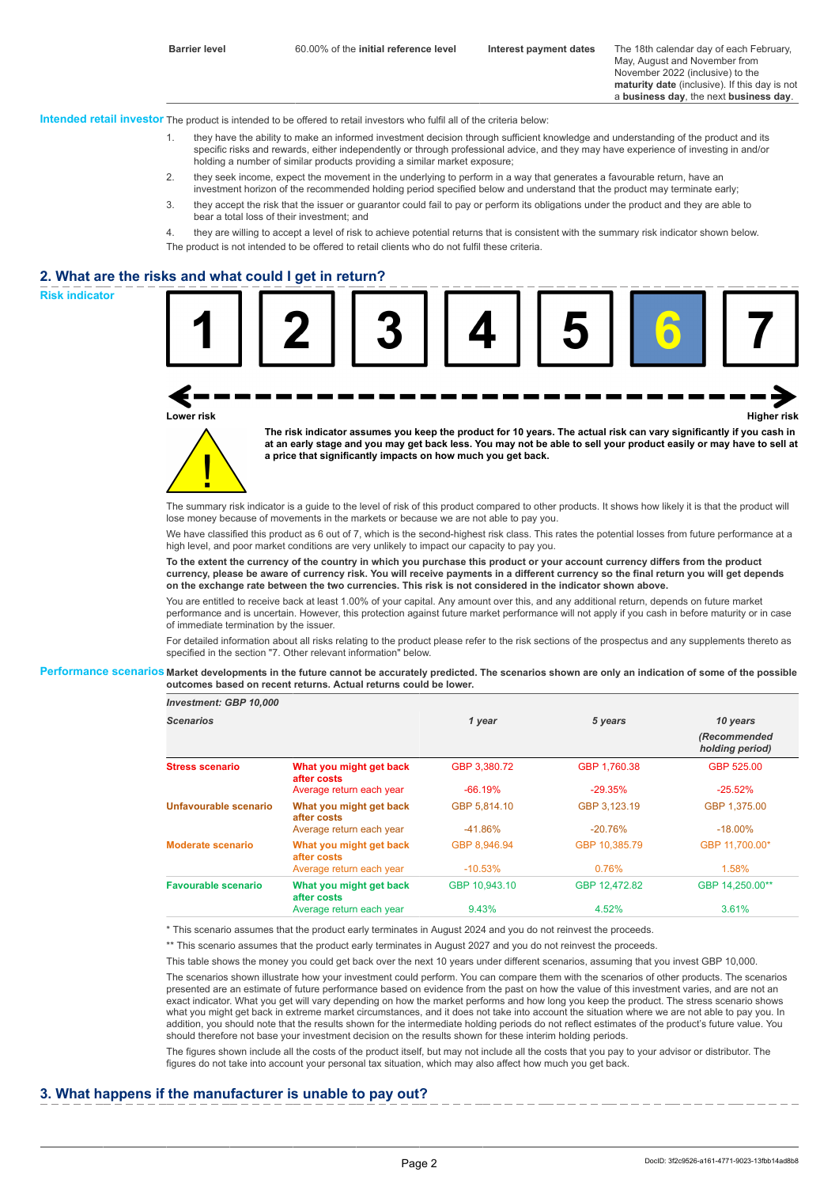| Barrier level | 60.00% of the **initial reference level** | Interest payment dates | The 18th calendar day of each February, May, August and November from November 2022 (inclusive) to the **maturity date** (inclusive). If this day is not a **business day**, the next **business day**. |
|---|---|---|---|

**Intended retail investor** The product is intended to be offered to retail investors who fulfil all of the criteria below:

1. they have the ability to make an informed investment decision through sufficient knowledge and understanding of the product and its specific risks and rewards, either independently or through professional advice, and they may have experience of investing in and/or holding a number of similar products providing a similar market exposure;
2. they seek income, expect the movement in the underlying to perform in a way that generates a favourable return, have an investment horizon of the recommended holding period specified below and understand that the product may terminate early;
3. they accept the risk that the issuer or guarantor could fail to pay or perform its obligations under the product and they are able to bear a total loss of their investment; and
4. they are willing to accept a level of risk to achieve potential returns that is consistent with the summary risk indicator shown below.

The product is not intended to be offered to retail clients who do not fulfil these criteria.

## 2. What are the risks and what could I get in return?

**Risk indicator**

1 2 3 4 5 **6** 7

Lower risk ← → Higher risk

**The risk indicator assumes you keep the product for 10 years. The actual risk can vary significantly if you cash in at an early stage and you may get back less. You may not be able to sell your product easily or may have to sell at a price that significantly impacts on how much you get back.**

The summary risk indicator is a guide to the level of risk of this product compared to other products. It shows how likely it is that the product will lose money because of movements in the markets or because we are not able to pay you.

We have classified this product as 6 out of 7, which is the second-highest risk class. This rates the potential losses from future performance at a high level, and poor market conditions are very unlikely to impact our capacity to pay you.

**To the extent the currency of the country in which you purchase this product or your account currency differs from the product currency, please be aware of currency risk. You will receive payments in a different currency so the final return you will get depends on the exchange rate between the two currencies. This risk is not considered in the indicator shown above.**

You are entitled to receive back at least 1.00% of your capital. Any amount over this, and any additional return, depends on future market performance and is uncertain. However, this protection against future market performance will not apply if you cash in before maturity or in case of immediate termination by the issuer.

For detailed information about all risks relating to the product please refer to the risk sections of the prospectus and any supplements thereto as specified in the section "7. Other relevant information" below.

**Performance scenarios** **Market developments in the future cannot be accurately predicted. The scenarios shown are only an indication of some of the possible outcomes based on recent returns. Actual returns could be lower.**

| *Investment: GBP 10,000* | | | | |
|---|---|---|---|---|
| *Scenarios* | | *1 year* | *5 years* | *10 years (Recommended holding period)* |
| **Stress scenario** | **What you might get back after costs** | GBP 3,380.72 | GBP 1,760.38 | GBP 525.00 |
| | Average return each year | -66.19% | -29.35% | -25.52% |
| **Unfavourable scenario** | **What you might get back after costs** | GBP 5,814.10 | GBP 3,123.19 | GBP 1,375.00 |
| | Average return each year | -41.86% | -20.76% | -18.00% |
| **Moderate scenario** | **What you might get back after costs** | GBP 8,946.94 | GBP 10,385.79 | GBP 11,700.00* |
| | Average return each year | -10.53% | 0.76% | 1.58% |
| **Favourable scenario** | **What you might get back after costs** | GBP 10,943.10 | GBP 12,472.82 | GBP 14,250.00** |
| | Average return each year | 9.43% | 4.52% | 3.61% |

\* This scenario assumes that the product early terminates in August 2024 and you do not reinvest the proceeds.

\*\* This scenario assumes that the product early terminates in August 2027 and you do not reinvest the proceeds.

This table shows the money you could get back over the next 10 years under different scenarios, assuming that you invest GBP 10,000.

The scenarios shown illustrate how your investment could perform. You can compare them with the scenarios of other products. The scenarios presented are an estimate of future performance based on evidence from the past on how the value of this investment varies, and are not an exact indicator. What you get will vary depending on how the market performs and how long you keep the product. The stress scenario shows what you might get back in extreme market circumstances, and it does not take into account the situation where we are not able to pay you. In addition, you should note that the results shown for the intermediate holding periods do not reflect estimates of the product's future value. You should therefore not base your investment decision on the results shown for these interim holding periods.

The figures shown include all the costs of the product itself, but may not include all the costs that you pay to your advisor or distributor. The figures do not take into account your personal tax situation, which may also affect how much you get back.

## 3. What happens if the manufacturer is unable to pay out?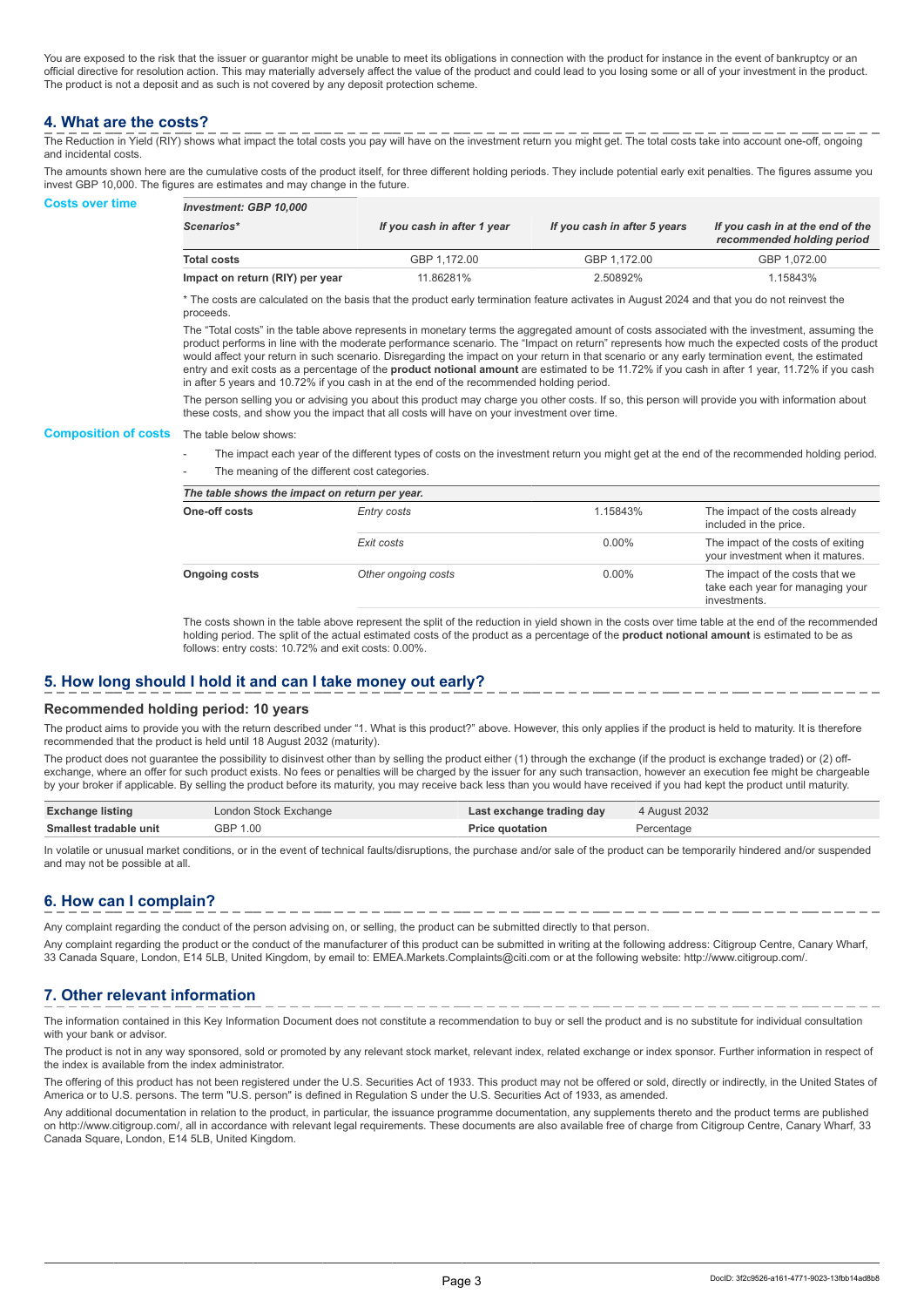You are exposed to the risk that the issuer or guarantor might be unable to meet its obligations in connection with the product for instance in the event of bankruptcy or an official directive for resolution action. This may materially adversely affect the value of the product and could lead to you losing some or all of your investment in the product. The product is not a deposit and as such is not covered by any deposit protection scheme.

## 4. What are the costs?

The Reduction in Yield (RIY) shows what impact the total costs you pay will have on the investment return you might get. The total costs take into account one-off, ongoing and incidental costs.

The amounts shown here are the cumulative costs of the product itself, for three different holding periods. They include potential early exit penalties. The figures assume you invest GBP 10,000. The figures are estimates and may change in the future.

### Costs over time

| *Investment: GBP 10,000* | | | |
|---|---|---|---|
| ***Scenarios**** | ***If you cash in after 1 year*** | ***If you cash in after 5 years*** | ***If you cash in at the end of the recommended holding period*** |
| **Total costs** | GBP 1,172.00 | GBP 1,172.00 | GBP 1,072.00 |
| **Impact on return (RIY) per year** | 11.86281% | 2.50892% | 1.15843% |

* The costs are calculated on the basis that the product early termination feature activates in August 2024 and that you do not reinvest the proceeds.

The "Total costs" in the table above represents in monetary terms the aggregated amount of costs associated with the investment, assuming the product performs in line with the moderate performance scenario. The "Impact on return" represents how much the expected costs of the product would affect your return in such scenario. Disregarding the impact on your return in that scenario or any early termination event, the estimated entry and exit costs as a percentage of the **product notional amount** are estimated to be 11.72% if you cash in after 1 year, 11.72% if you cash in after 5 years and 10.72% if you cash in at the end of the recommended holding period.

The person selling you or advising you about this product may charge you other costs. If so, this person will provide you with information about these costs, and show you the impact that all costs will have on your investment over time.

### Composition of costs

The table below shows:

- The impact each year of the different types of costs on the investment return you might get at the end of the recommended holding period.
- The meaning of the different cost categories.

| *The table shows the impact on return per year.* | | | |
|---|---|---|---|
| **One-off costs** | *Entry costs* | 1.15843% | The impact of the costs already included in the price. |
| | *Exit costs* | 0.00% | The impact of the costs of exiting your investment when it matures. |
| **Ongoing costs** | *Other ongoing costs* | 0.00% | The impact of the costs that we take each year for managing your investments. |

The costs shown in the table above represent the split of the reduction in yield shown in the costs over time table at the end of the recommended holding period. The split of the actual estimated costs of the product as a percentage of the **product notional amount** is estimated to be as follows: entry costs: 10.72% and exit costs: 0.00%.

## 5. How long should I hold it and can I take money out early?

### Recommended holding period: 10 years

The product aims to provide you with the return described under "1. What is this product?" above. However, this only applies if the product is held to maturity. It is therefore recommended that the product is held until 18 August 2032 (maturity).

The product does not guarantee the possibility to disinvest other than by selling the product either (1) through the exchange (if the product is exchange traded) or (2) off-exchange, where an offer for such product exists. No fees or penalties will be charged by the issuer for any such transaction, however an execution fee might be chargeable by your broker if applicable. By selling the product before its maturity, you may receive back less than you would have received if you had kept the product until maturity.

| | | | |
|---|---|---|---|
| **Exchange listing** | London Stock Exchange | **Last exchange trading day** | 4 August 2032 |
| **Smallest tradable unit** | GBP 1.00 | **Price quotation** | Percentage |

In volatile or unusual market conditions, or in the event of technical faults/disruptions, the purchase and/or sale of the product can be temporarily hindered and/or suspended and may not be possible at all.

## 6. How can I complain?

Any complaint regarding the conduct of the person advising on, or selling, the product can be submitted directly to that person.

Any complaint regarding the product or the conduct of the manufacturer of this product can be submitted in writing at the following address: Citigroup Centre, Canary Wharf, 33 Canada Square, London, E14 5LB, United Kingdom, by email to: EMEA.Markets.Complaints@citi.com or at the following website: http://www.citigroup.com/.

## 7. Other relevant information

The information contained in this Key Information Document does not constitute a recommendation to buy or sell the product and is no substitute for individual consultation with your bank or advisor.

The product is not in any way sponsored, sold or promoted by any relevant stock market, relevant index, related exchange or index sponsor. Further information in respect of the index is available from the index administrator.

The offering of this product has not been registered under the U.S. Securities Act of 1933. This product may not be offered or sold, directly or indirectly, in the United States of America or to U.S. persons. The term "U.S. person" is defined in Regulation S under the U.S. Securities Act of 1933, as amended.

Any additional documentation in relation to the product, in particular, the issuance programme documentation, any supplements thereto and the product terms are published on http://www.citigroup.com/, all in accordance with relevant legal requirements. These documents are also available free of charge from Citigroup Centre, Canary Wharf, 33 Canada Square, London, E14 5LB, United Kingdom.